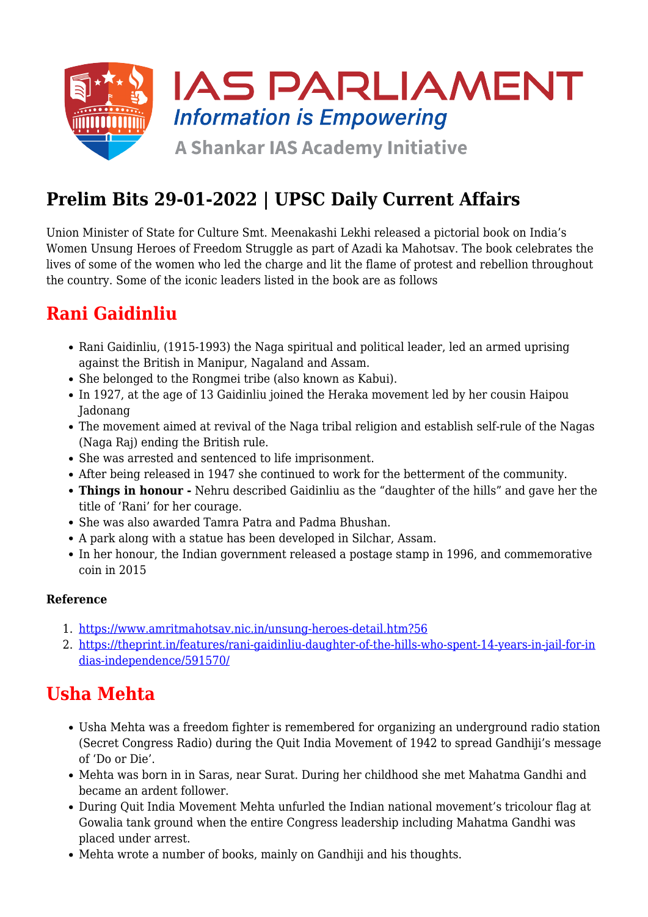IAS PARLIAMENT

*Information is Empowering*

A Shankar IAS Academy Initiative

# Prelim Bits 29-01-2022 | UPSC Daily Current Affairs

Union Minister of State for Culture Smt. Meenakashi Lekhi released a pictorial book on India's Women Unsung Heroes of Freedom Struggle as part of Azadi ka Mahotsav. The book celebrates the lives of some of the women who led the charge and lit the flame of protest and rebellion throughout the country. Some of the iconic leaders listed in the book are as follows

## Rani Gaidinliu

- Rani Gaidinliu, (1915-1993) the Naga spiritual and political leader, led an armed uprising against the British in Manipur, Nagaland and Assam.
- She belonged to the Rongmei tribe (also known as Kabui).
- In 1927, at the age of 13 Gaidinliu joined the Heraka movement led by her cousin Haipou Jadonang
- The movement aimed at revival of the Naga tribal religion and establish self-rule of the Nagas (Naga Raj) ending the British rule.
- She was arrested and sentenced to life imprisonment.
- After being released in 1947 she continued to work for the betterment of the community.
- **Things in honour -** Nehru described Gaidinliu as the "daughter of the hills" and gave her the title of 'Rani' for her courage.
- She was also awarded Tamra Patra and Padma Bhushan.
- A park along with a statue has been developed in Silchar, Assam.
- In her honour, the Indian government released a postage stamp in 1996, and commemorative coin in 2015

#### Reference

1. https://www.amritmahotsav.nic.in/unsung-heroes-detail.htm?56
2. https://theprint.in/features/rani-gaidinliu-daughter-of-the-hills-who-spent-14-years-in-jail-for-indias-independence/591570/

## Usha Mehta

- Usha Mehta was a freedom fighter is remembered for organizing an underground radio station (Secret Congress Radio) during the Quit India Movement of 1942 to spread Gandhiji's message of 'Do or Die'.
- Mehta was born in in Saras, near Surat. During her childhood she met Mahatma Gandhi and became an ardent follower.
- During Quit India Movement Mehta unfurled the Indian national movement's tricolour flag at Gowalia tank ground when the entire Congress leadership including Mahatma Gandhi was placed under arrest.
- Mehta wrote a number of books, mainly on Gandhiji and his thoughts.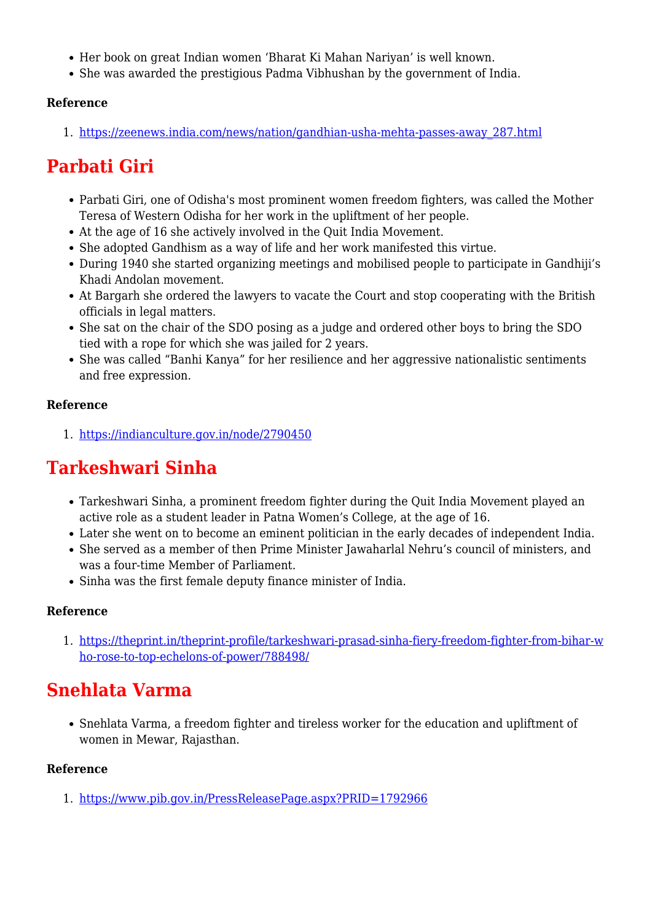- Her book on great Indian women 'Bharat Ki Mahan Nariyan' is well known.
- She was awarded the prestigious Padma Vibhushan by the government of India.

**Reference**

1. https://zeenews.india.com/news/nation/gandhian-usha-mehta-passes-away_287.html

## Parbati Giri

- Parbati Giri, one of Odisha's most prominent women freedom fighters, was called the Mother Teresa of Western Odisha for her work in the upliftment of her people.
- At the age of 16 she actively involved in the Quit India Movement.
- She adopted Gandhism as a way of life and her work manifested this virtue.
- During 1940 she started organizing meetings and mobilised people to participate in Gandhiji's Khadi Andolan movement.
- At Bargarh she ordered the lawyers to vacate the Court and stop cooperating with the British officials in legal matters.
- She sat on the chair of the SDO posing as a judge and ordered other boys to bring the SDO tied with a rope for which she was jailed for 2 years.
- She was called "Banhi Kanya" for her resilience and her aggressive nationalistic sentiments and free expression.

**Reference**

1. https://indianculture.gov.in/node/2790450

## Tarkeshwari Sinha

- Tarkeshwari Sinha, a prominent freedom fighter during the Quit India Movement played an active role as a student leader in Patna Women's College, at the age of 16.
- Later she went on to become an eminent politician in the early decades of independent India.
- She served as a member of then Prime Minister Jawaharlal Nehru's council of ministers, and was a four-time Member of Parliament.
- Sinha was the first female deputy finance minister of India.

**Reference**

1. https://theprint.in/theprint-profile/tarkeshwari-prasad-sinha-fiery-freedom-fighter-from-bihar-who-rose-to-top-echelons-of-power/788498/

## Snehlata Varma

- Snehlata Varma, a freedom fighter and tireless worker for the education and upliftment of women in Mewar, Rajasthan.

**Reference**

1. https://www.pib.gov.in/PressReleasePage.aspx?PRID=1792966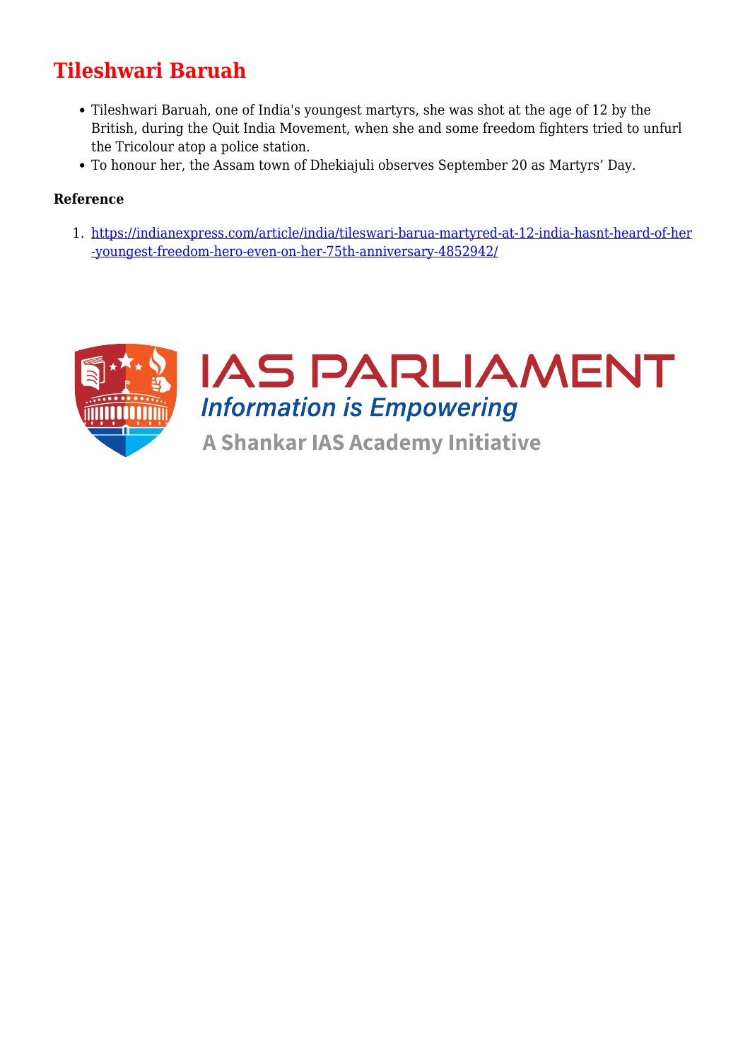# Tileshwari Baruah

- Tileshwari Baruah, one of India's youngest martyrs, she was shot at the age of 12 by the British, during the Quit India Movement, when she and some freedom fighters tried to unfurl the Tricolour atop a police station.
- To honour her, the Assam town of Dhekiajuli observes September 20 as Martyrs' Day.

**Reference**

1. https://indianexpress.com/article/india/tileswari-barua-martyred-at-12-india-hasnt-heard-of-her-youngest-freedom-hero-even-on-her-75th-anniversary-4852942/

IAS PARLIAMENT

*Information is Empowering*

A Shankar IAS Academy Initiative